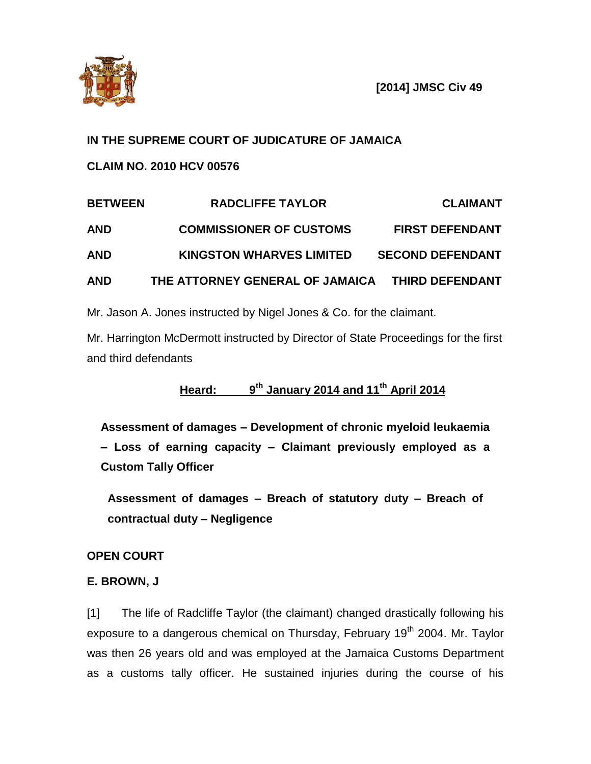**[2014] JMSC Civ 49**

**IN THE SUPREME COURT OF JUDICATURE OF JAMAICA**

**CLAIM NO. 2010 HCV 00576**

| | | |
|---|---|---|
| **BETWEEN** | **RADCLIFFE TAYLOR** | **CLAIMANT** |
| **AND** | **COMMISSIONER OF CUSTOMS** | **FIRST DEFENDANT** |
| **AND** | **KINGSTON WHARVES LIMITED** | **SECOND DEFENDANT** |
| **AND** | **THE ATTORNEY GENERAL OF JAMAICA** | **THIRD DEFENDANT** |

Mr. Jason A. Jones instructed by Nigel Jones & Co. for the claimant.

Mr. Harrington McDermott instructed by Director of State Proceedings for the first and third defendants

**Heard: 9th January 2014 and 11th April 2014**

**Assessment of damages – Development of chronic myeloid leukaemia – Loss of earning capacity – Claimant previously employed as a Custom Tally Officer**

**Assessment of damages – Breach of statutory duty – Breach of contractual duty – Negligence**

**OPEN COURT**

**E. BROWN, J**

[1] The life of Radcliffe Taylor (the claimant) changed drastically following his exposure to a dangerous chemical on Thursday, February 19th 2004. Mr. Taylor was then 26 years old and was employed at the Jamaica Customs Department as a customs tally officer. He sustained injuries during the course of his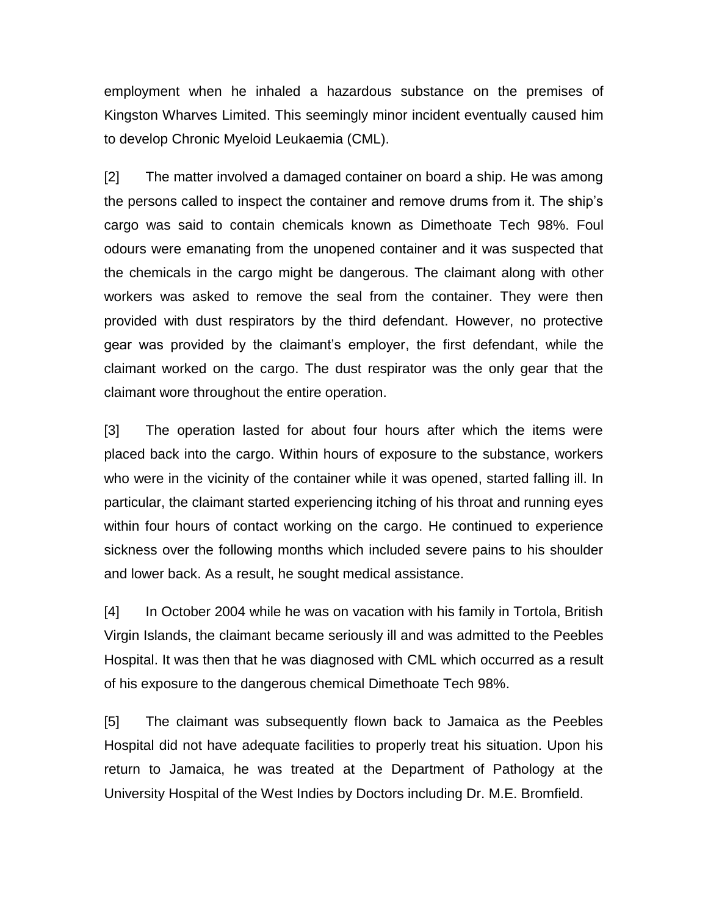employment when he inhaled a hazardous substance on the premises of Kingston Wharves Limited. This seemingly minor incident eventually caused him to develop Chronic Myeloid Leukaemia (CML).

[2] The matter involved a damaged container on board a ship. He was among the persons called to inspect the container and remove drums from it. The ship's cargo was said to contain chemicals known as Dimethoate Tech 98%. Foul odours were emanating from the unopened container and it was suspected that the chemicals in the cargo might be dangerous. The claimant along with other workers was asked to remove the seal from the container. They were then provided with dust respirators by the third defendant. However, no protective gear was provided by the claimant's employer, the first defendant, while the claimant worked on the cargo. The dust respirator was the only gear that the claimant wore throughout the entire operation.

[3] The operation lasted for about four hours after which the items were placed back into the cargo. Within hours of exposure to the substance, workers who were in the vicinity of the container while it was opened, started falling ill. In particular, the claimant started experiencing itching of his throat and running eyes within four hours of contact working on the cargo. He continued to experience sickness over the following months which included severe pains to his shoulder and lower back. As a result, he sought medical assistance.

[4] In October 2004 while he was on vacation with his family in Tortola, British Virgin Islands, the claimant became seriously ill and was admitted to the Peebles Hospital. It was then that he was diagnosed with CML which occurred as a result of his exposure to the dangerous chemical Dimethoate Tech 98%.

[5] The claimant was subsequently flown back to Jamaica as the Peebles Hospital did not have adequate facilities to properly treat his situation. Upon his return to Jamaica, he was treated at the Department of Pathology at the University Hospital of the West Indies by Doctors including Dr. M.E. Bromfield.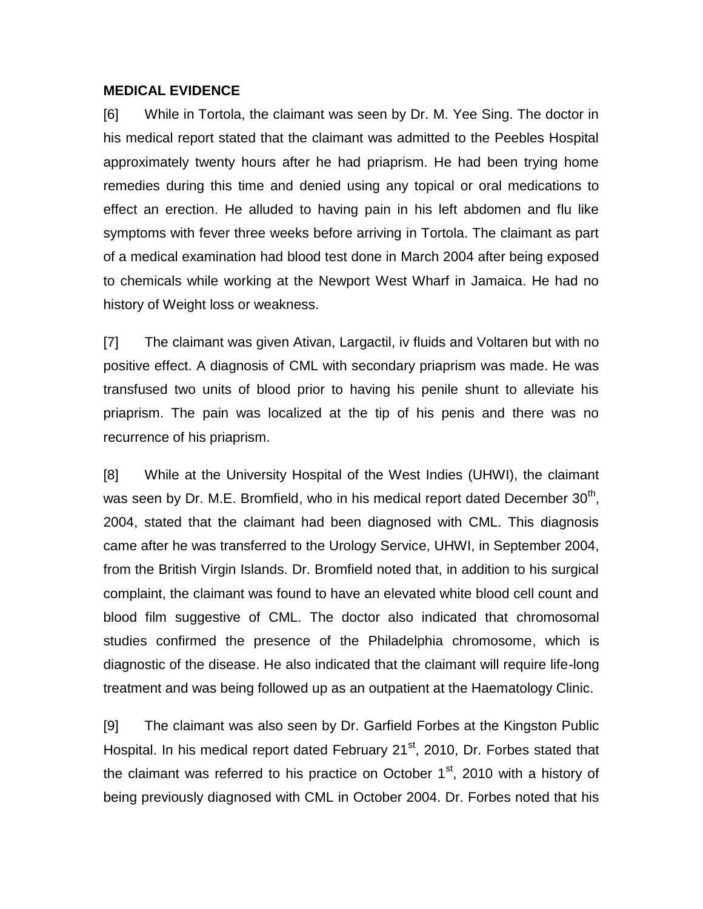**MEDICAL EVIDENCE**

[6] While in Tortola, the claimant was seen by Dr. M. Yee Sing. The doctor in his medical report stated that the claimant was admitted to the Peebles Hospital approximately twenty hours after he had priaprism. He had been trying home remedies during this time and denied using any topical or oral medications to effect an erection. He alluded to having pain in his left abdomen and flu like symptoms with fever three weeks before arriving in Tortola. The claimant as part of a medical examination had blood test done in March 2004 after being exposed to chemicals while working at the Newport West Wharf in Jamaica. He had no history of Weight loss or weakness.

[7] The claimant was given Ativan, Largactil, iv fluids and Voltaren but with no positive effect. A diagnosis of CML with secondary priaprism was made. He was transfused two units of blood prior to having his penile shunt to alleviate his priaprism. The pain was localized at the tip of his penis and there was no recurrence of his priaprism.

[8] While at the University Hospital of the West Indies (UHWI), the claimant was seen by Dr. M.E. Bromfield, who in his medical report dated December 30th, 2004, stated that the claimant had been diagnosed with CML. This diagnosis came after he was transferred to the Urology Service, UHWI, in September 2004, from the British Virgin Islands. Dr. Bromfield noted that, in addition to his surgical complaint, the claimant was found to have an elevated white blood cell count and blood film suggestive of CML. The doctor also indicated that chromosomal studies confirmed the presence of the Philadelphia chromosome, which is diagnostic of the disease. He also indicated that the claimant will require life-long treatment and was being followed up as an outpatient at the Haematology Clinic.

[9] The claimant was also seen by Dr. Garfield Forbes at the Kingston Public Hospital. In his medical report dated February 21st, 2010, Dr. Forbes stated that the claimant was referred to his practice on October 1st, 2010 with a history of being previously diagnosed with CML in October 2004. Dr. Forbes noted that his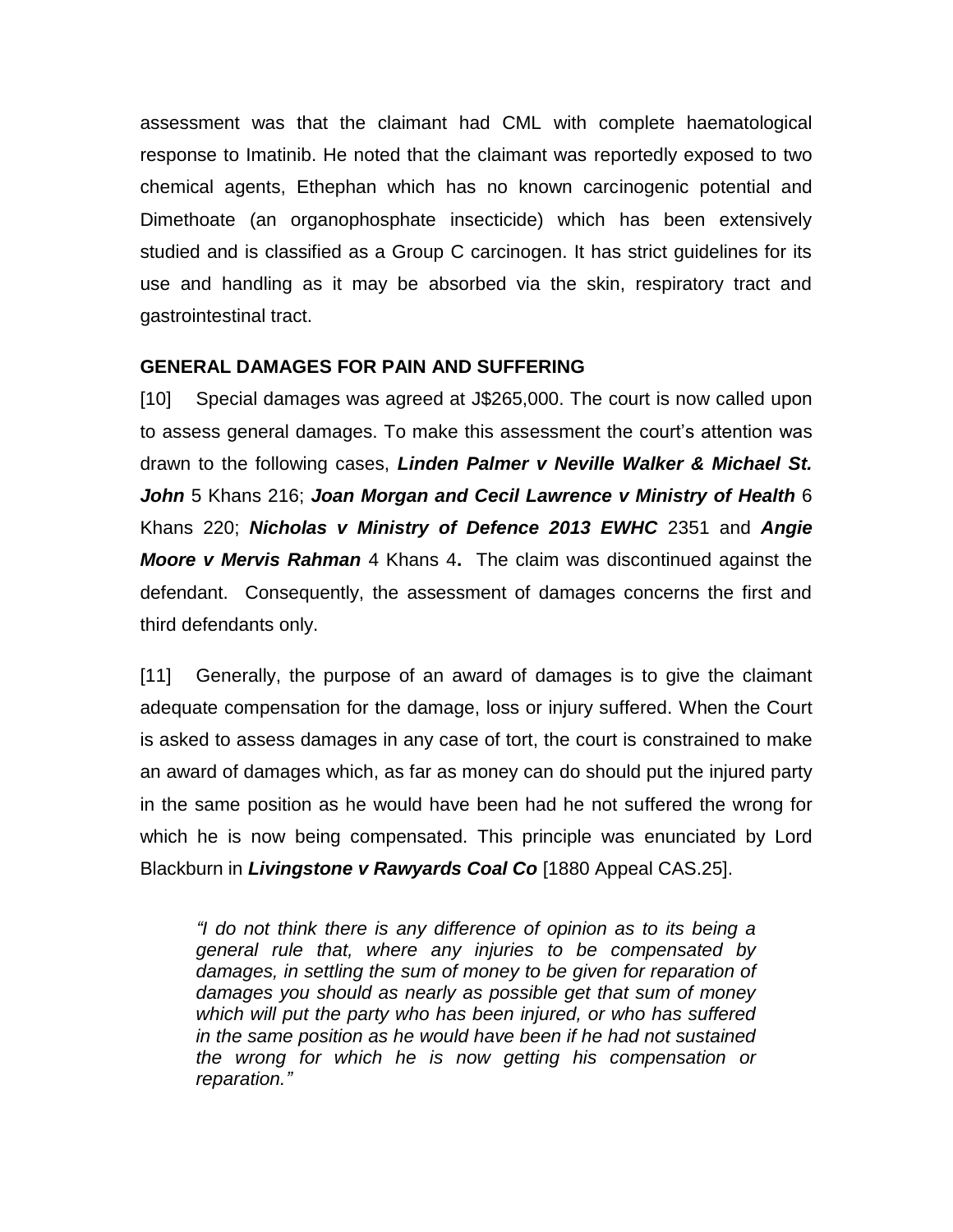assessment was that the claimant had CML with complete haematological response to Imatinib. He noted that the claimant was reportedly exposed to two chemical agents, Ethephan which has no known carcinogenic potential and Dimethoate (an organophosphate insecticide) which has been extensively studied and is classified as a Group C carcinogen. It has strict guidelines for its use and handling as it may be absorbed via the skin, respiratory tract and gastrointestinal tract.

## GENERAL DAMAGES FOR PAIN AND SUFFERING

[10] Special damages was agreed at J$265,000. The court is now called upon to assess general damages. To make this assessment the court's attention was drawn to the following cases, ***Linden Palmer v Neville Walker & Michael St. John*** 5 Khans 216; ***Joan Morgan and Cecil Lawrence v Ministry of Health*** 6 Khans 220; ***Nicholas v Ministry of Defence 2013 EWHC*** 2351 and ***Angie Moore v Mervis Rahman*** 4 Khans 4**.** The claim was discontinued against the defendant. Consequently, the assessment of damages concerns the first and third defendants only.

[11] Generally, the purpose of an award of damages is to give the claimant adequate compensation for the damage, loss or injury suffered. When the Court is asked to assess damages in any case of tort, the court is constrained to make an award of damages which, as far as money can do should put the injured party in the same position as he would have been had he not suffered the wrong for which he is now being compensated. This principle was enunciated by Lord Blackburn in ***Livingstone v Rawyards Coal Co*** [1880 Appeal CAS.25].

> *"I do not think there is any difference of opinion as to its being a general rule that, where any injuries to be compensated by damages, in settling the sum of money to be given for reparation of damages you should as nearly as possible get that sum of money which will put the party who has been injured, or who has suffered in the same position as he would have been if he had not sustained the wrong for which he is now getting his compensation or reparation."*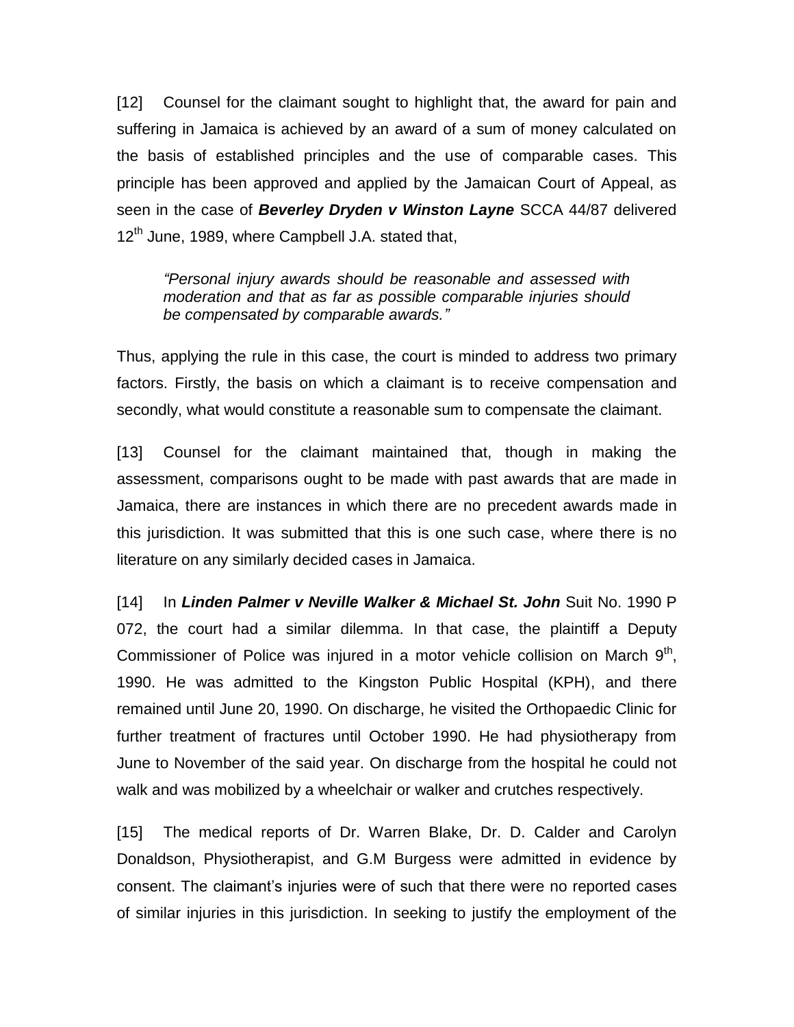[12] Counsel for the claimant sought to highlight that, the award for pain and suffering in Jamaica is achieved by an award of a sum of money calculated on the basis of established principles and the use of comparable cases. This principle has been approved and applied by the Jamaican Court of Appeal, as seen in the case of ***Beverley Dryden v Winston Layne*** SCCA 44/87 delivered 12th June, 1989, where Campbell J.A. stated that,

> *"Personal injury awards should be reasonable and assessed with moderation and that as far as possible comparable injuries should be compensated by comparable awards."*

Thus, applying the rule in this case, the court is minded to address two primary factors. Firstly, the basis on which a claimant is to receive compensation and secondly, what would constitute a reasonable sum to compensate the claimant.

[13] Counsel for the claimant maintained that, though in making the assessment, comparisons ought to be made with past awards that are made in Jamaica, there are instances in which there are no precedent awards made in this jurisdiction. It was submitted that this is one such case, where there is no literature on any similarly decided cases in Jamaica.

[14] In ***Linden Palmer v Neville Walker & Michael St. John*** Suit No. 1990 P 072, the court had a similar dilemma. In that case, the plaintiff a Deputy Commissioner of Police was injured in a motor vehicle collision on March 9th, 1990. He was admitted to the Kingston Public Hospital (KPH), and there remained until June 20, 1990. On discharge, he visited the Orthopaedic Clinic for further treatment of fractures until October 1990. He had physiotherapy from June to November of the said year. On discharge from the hospital he could not walk and was mobilized by a wheelchair or walker and crutches respectively.

[15] The medical reports of Dr. Warren Blake, Dr. D. Calder and Carolyn Donaldson, Physiotherapist, and G.M Burgess were admitted in evidence by consent. The claimant's injuries were of such that there were no reported cases of similar injuries in this jurisdiction. In seeking to justify the employment of the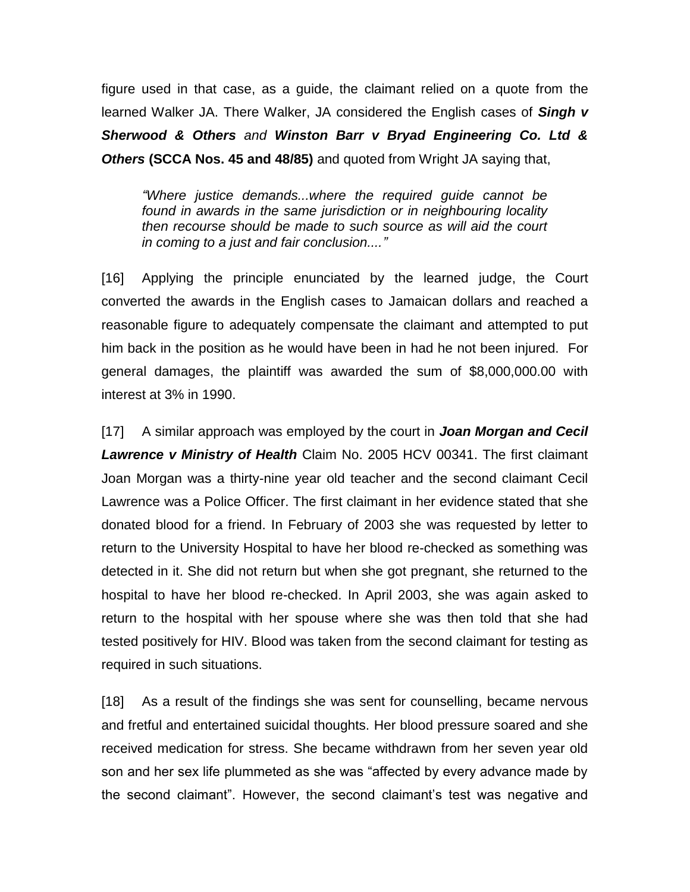figure used in that case, as a guide, the claimant relied on a quote from the learned Walker JA. There Walker, JA considered the English cases of ***Singh v Sherwood & Others*** *and* ***Winston Barr v Bryad Engineering Co. Ltd & Others*** **(SCCA Nos. 45 and 48/85)** and quoted from Wright JA saying that,

> *"Where justice demands...where the required guide cannot be found in awards in the same jurisdiction or in neighbouring locality then recourse should be made to such source as will aid the court in coming to a just and fair conclusion...."*

[16] Applying the principle enunciated by the learned judge, the Court converted the awards in the English cases to Jamaican dollars and reached a reasonable figure to adequately compensate the claimant and attempted to put him back in the position as he would have been in had he not been injured. For general damages, the plaintiff was awarded the sum of $8,000,000.00 with interest at 3% in 1990.

[17] A similar approach was employed by the court in ***Joan Morgan and Cecil Lawrence v Ministry of Health*** Claim No. 2005 HCV 00341. The first claimant Joan Morgan was a thirty-nine year old teacher and the second claimant Cecil Lawrence was a Police Officer. The first claimant in her evidence stated that she donated blood for a friend. In February of 2003 she was requested by letter to return to the University Hospital to have her blood re-checked as something was detected in it. She did not return but when she got pregnant, she returned to the hospital to have her blood re-checked. In April 2003, she was again asked to return to the hospital with her spouse where she was then told that she had tested positively for HIV. Blood was taken from the second claimant for testing as required in such situations.

[18] As a result of the findings she was sent for counselling, became nervous and fretful and entertained suicidal thoughts. Her blood pressure soared and she received medication for stress. She became withdrawn from her seven year old son and her sex life plummeted as she was "affected by every advance made by the second claimant". However, the second claimant's test was negative and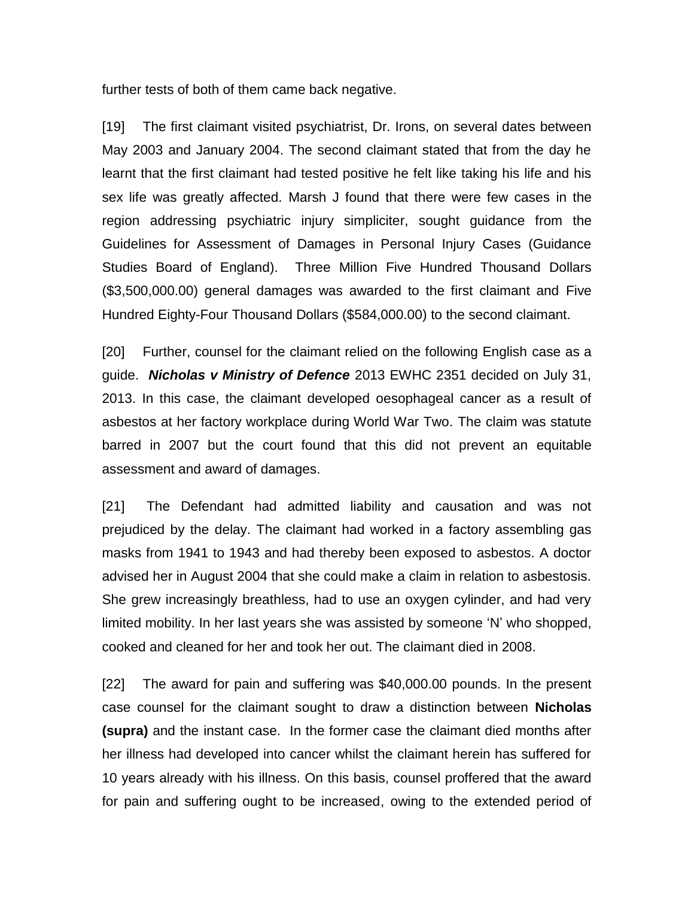further tests of both of them came back negative.

[19] The first claimant visited psychiatrist, Dr. Irons, on several dates between May 2003 and January 2004. The second claimant stated that from the day he learnt that the first claimant had tested positive he felt like taking his life and his sex life was greatly affected. Marsh J found that there were few cases in the region addressing psychiatric injury simpliciter, sought guidance from the Guidelines for Assessment of Damages in Personal Injury Cases (Guidance Studies Board of England). Three Million Five Hundred Thousand Dollars ($3,500,000.00) general damages was awarded to the first claimant and Five Hundred Eighty-Four Thousand Dollars ($584,000.00) to the second claimant.

[20] Further, counsel for the claimant relied on the following English case as a guide. ***Nicholas v Ministry of Defence*** 2013 EWHC 2351 decided on July 31, 2013. In this case, the claimant developed oesophageal cancer as a result of asbestos at her factory workplace during World War Two. The claim was statute barred in 2007 but the court found that this did not prevent an equitable assessment and award of damages.

[21] The Defendant had admitted liability and causation and was not prejudiced by the delay. The claimant had worked in a factory assembling gas masks from 1941 to 1943 and had thereby been exposed to asbestos. A doctor advised her in August 2004 that she could make a claim in relation to asbestosis. She grew increasingly breathless, had to use an oxygen cylinder, and had very limited mobility. In her last years she was assisted by someone 'N' who shopped, cooked and cleaned for her and took her out. The claimant died in 2008.

[22] The award for pain and suffering was $40,000.00 pounds. In the present case counsel for the claimant sought to draw a distinction between **Nicholas (supra)** and the instant case. In the former case the claimant died months after her illness had developed into cancer whilst the claimant herein has suffered for 10 years already with his illness. On this basis, counsel proffered that the award for pain and suffering ought to be increased, owing to the extended period of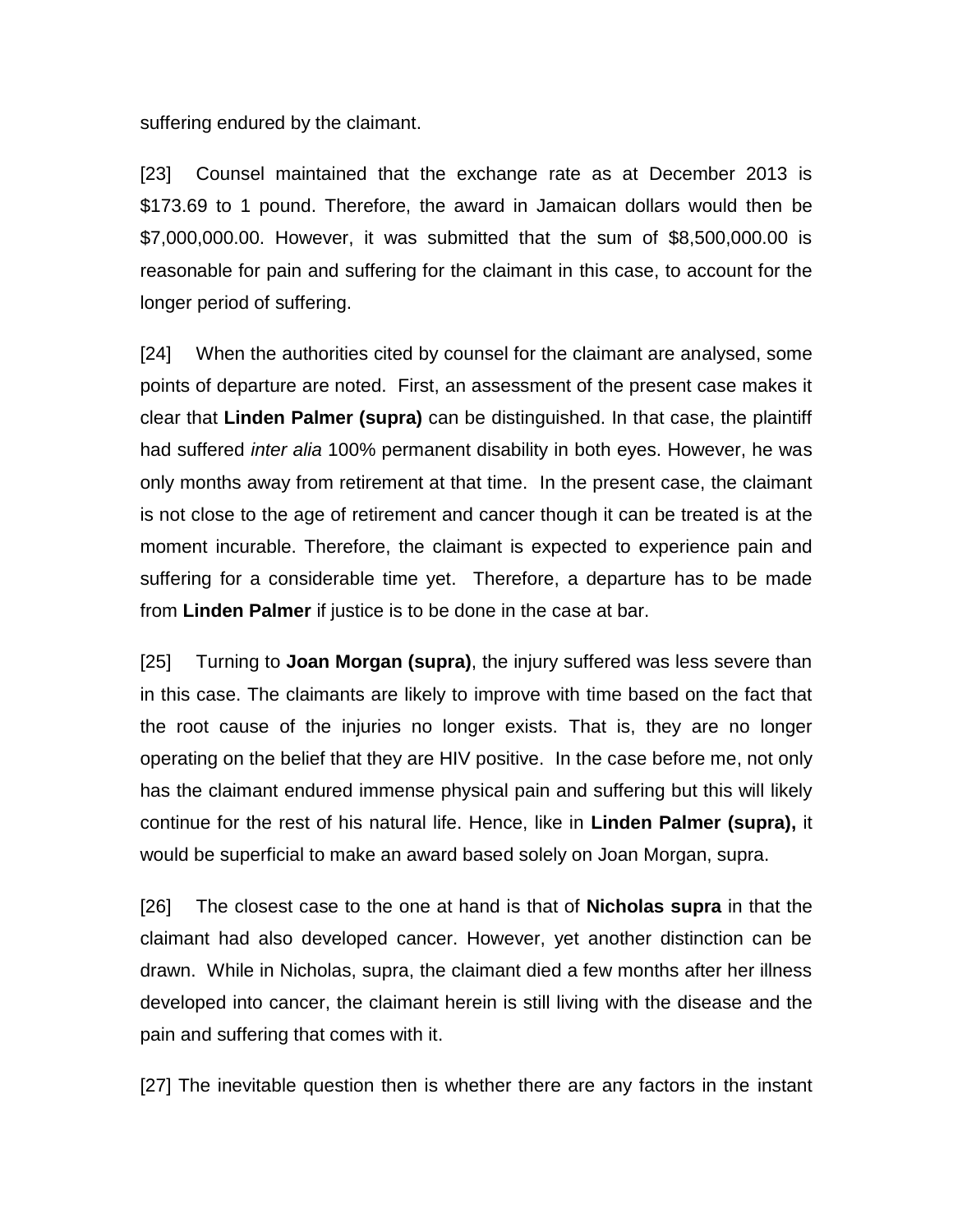suffering endured by the claimant.

[23] Counsel maintained that the exchange rate as at December 2013 is $173.69 to 1 pound. Therefore, the award in Jamaican dollars would then be $7,000,000.00. However, it was submitted that the sum of $8,500,000.00 is reasonable for pain and suffering for the claimant in this case, to account for the longer period of suffering.

[24] When the authorities cited by counsel for the claimant are analysed, some points of departure are noted. First, an assessment of the present case makes it clear that **Linden Palmer (supra)** can be distinguished. In that case, the plaintiff had suffered *inter alia* 100% permanent disability in both eyes. However, he was only months away from retirement at that time. In the present case, the claimant is not close to the age of retirement and cancer though it can be treated is at the moment incurable. Therefore, the claimant is expected to experience pain and suffering for a considerable time yet. Therefore, a departure has to be made from **Linden Palmer** if justice is to be done in the case at bar.

[25] Turning to **Joan Morgan (supra)**, the injury suffered was less severe than in this case. The claimants are likely to improve with time based on the fact that the root cause of the injuries no longer exists. That is, they are no longer operating on the belief that they are HIV positive. In the case before me, not only has the claimant endured immense physical pain and suffering but this will likely continue for the rest of his natural life. Hence, like in **Linden Palmer (supra),** it would be superficial to make an award based solely on Joan Morgan, supra.

[26] The closest case to the one at hand is that of **Nicholas supra** in that the claimant had also developed cancer. However, yet another distinction can be drawn. While in Nicholas, supra, the claimant died a few months after her illness developed into cancer, the claimant herein is still living with the disease and the pain and suffering that comes with it.

[27] The inevitable question then is whether there are any factors in the instant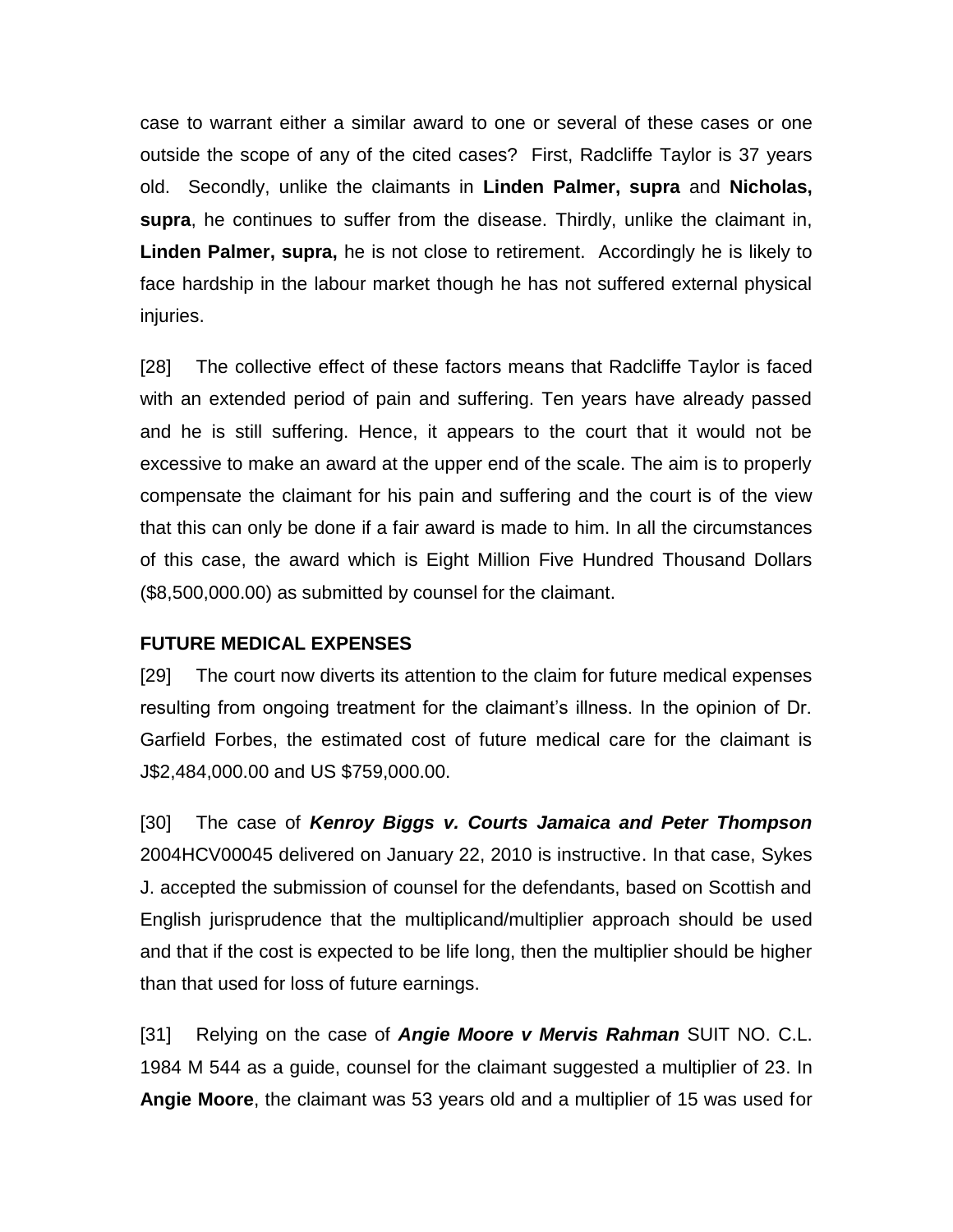case to warrant either a similar award to one or several of these cases or one outside the scope of any of the cited cases? First, Radcliffe Taylor is 37 years old. Secondly, unlike the claimants in **Linden Palmer, supra** and **Nicholas, supra**, he continues to suffer from the disease. Thirdly, unlike the claimant in, **Linden Palmer, supra,** he is not close to retirement. Accordingly he is likely to face hardship in the labour market though he has not suffered external physical injuries.

[28] The collective effect of these factors means that Radcliffe Taylor is faced with an extended period of pain and suffering. Ten years have already passed and he is still suffering. Hence, it appears to the court that it would not be excessive to make an award at the upper end of the scale. The aim is to properly compensate the claimant for his pain and suffering and the court is of the view that this can only be done if a fair award is made to him. In all the circumstances of this case, the award which is Eight Million Five Hundred Thousand Dollars ($8,500,000.00) as submitted by counsel for the claimant.

**FUTURE MEDICAL EXPENSES**

[29] The court now diverts its attention to the claim for future medical expenses resulting from ongoing treatment for the claimant's illness. In the opinion of Dr. Garfield Forbes, the estimated cost of future medical care for the claimant is J$2,484,000.00 and US $759,000.00.

[30] The case of ***Kenroy Biggs v. Courts Jamaica and Peter Thompson*** 2004HCV00045 delivered on January 22, 2010 is instructive. In that case, Sykes J. accepted the submission of counsel for the defendants, based on Scottish and English jurisprudence that the multiplicand/multiplier approach should be used and that if the cost is expected to be life long, then the multiplier should be higher than that used for loss of future earnings.

[31] Relying on the case of ***Angie Moore v Mervis Rahman*** SUIT NO. C.L. 1984 M 544 as a guide, counsel for the claimant suggested a multiplier of 23. In **Angie Moore**, the claimant was 53 years old and a multiplier of 15 was used for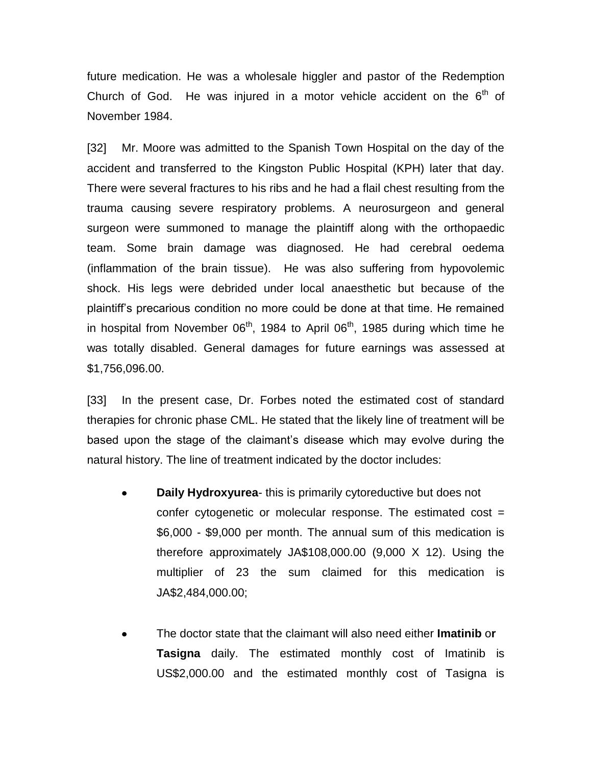future medication. He was a wholesale higgler and pastor of the Redemption Church of God. He was injured in a motor vehicle accident on the 6th of November 1984.

[32] Mr. Moore was admitted to the Spanish Town Hospital on the day of the accident and transferred to the Kingston Public Hospital (KPH) later that day. There were several fractures to his ribs and he had a flail chest resulting from the trauma causing severe respiratory problems. A neurosurgeon and general surgeon were summoned to manage the plaintiff along with the orthopaedic team. Some brain damage was diagnosed. He had cerebral oedema (inflammation of the brain tissue). He was also suffering from hypovolemic shock. His legs were debrided under local anaesthetic but because of the plaintiff's precarious condition no more could be done at that time. He remained in hospital from November 06th, 1984 to April 06th, 1985 during which time he was totally disabled. General damages for future earnings was assessed at $1,756,096.00.

[33] In the present case, Dr. Forbes noted the estimated cost of standard therapies for chronic phase CML. He stated that the likely line of treatment will be based upon the stage of the claimant's disease which may evolve during the natural history. The line of treatment indicated by the doctor includes:

- **Daily Hydroxyurea**- this is primarily cytoreductive but does not confer cytogenetic or molecular response. The estimated cost = $6,000 - $9,000 per month. The annual sum of this medication is therefore approximately JA$108,000.00 (9,000 X 12). Using the multiplier of 23 the sum claimed for this medication is JA$2,484,000.00;

- The doctor state that the claimant will also need either **Imatinib** or **Tasigna** daily. The estimated monthly cost of Imatinib is US$2,000.00 and the estimated monthly cost of Tasigna is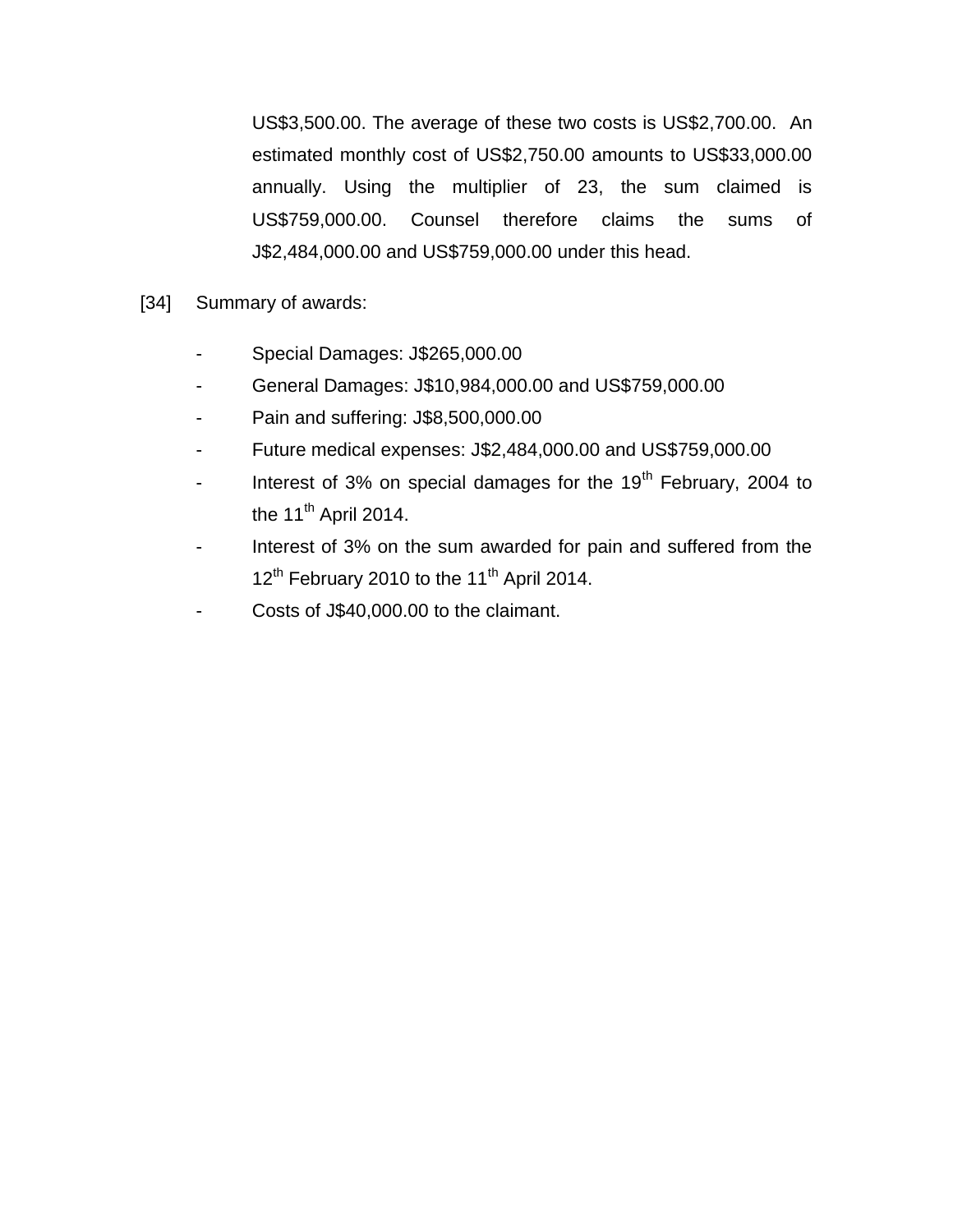US$3,500.00. The average of these two costs is US$2,700.00. An estimated monthly cost of US$2,750.00 amounts to US$33,000.00 annually. Using the multiplier of 23, the sum claimed is US$759,000.00. Counsel therefore claims the sums of J$2,484,000.00 and US$759,000.00 under this head.

[34] Summary of awards:

- Special Damages: J$265,000.00
- General Damages: J$10,984,000.00 and US$759,000.00
- Pain and suffering: J$8,500,000.00
- Future medical expenses: J$2,484,000.00 and US$759,000.00
- Interest of 3% on special damages for the 19th February, 2004 to the 11th April 2014.
- Interest of 3% on the sum awarded for pain and suffered from the 12th February 2010 to the 11th April 2014.
- Costs of J$40,000.00 to the claimant.